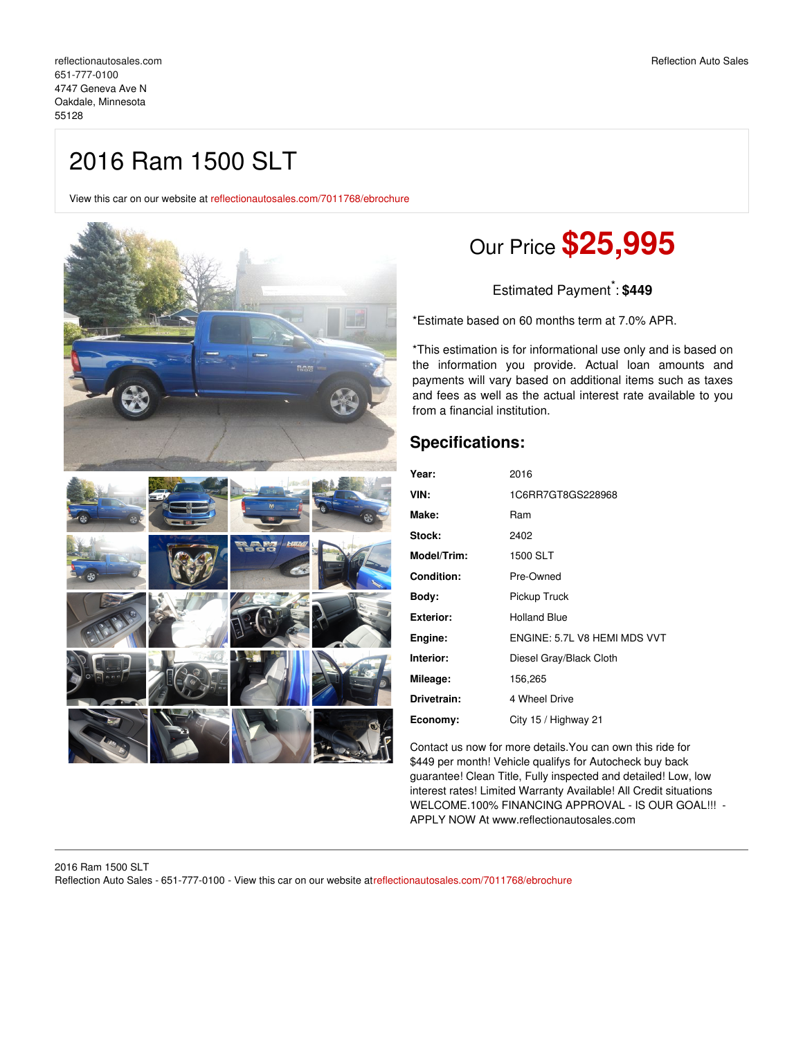reflectionautosales.com
651-777-0100
4747 Geneva Ave N
Oakdale, Minnesota
55128

Reflection Auto Sales

# 2016 Ram 1500 SLT

View this car on our website at reflectionautosales.com/7011768/ebrochure

Our Price **$25,995**

Estimated Payment*: **$449**

*Estimate based on 60 months term at 7.0% APR.

*This estimation is for informational use only and is based on the information you provide. Actual loan amounts and payments will vary based on additional items such as taxes and fees as well as the actual interest rate available to you from a financial institution.

## Specifications:

| | |
|---|---|
| **Year:** | 2016 |
| **VIN:** | 1C6RR7GT8GS228968 |
| **Make:** | Ram |
| **Stock:** | 2402 |
| **Model/Trim:** | 1500 SLT |
| **Condition:** | Pre-Owned |
| **Body:** | Pickup Truck |
| **Exterior:** | Holland Blue |
| **Engine:** | ENGINE: 5.7L V8 HEMI MDS VVT |
| **Interior:** | Diesel Gray/Black Cloth |
| **Mileage:** | 156,265 |
| **Drivetrain:** | 4 Wheel Drive |
| **Economy:** | City 15 / Highway 21 |

Contact us now for more details.You can own this ride for $449 per month! Vehicle qualifys for Autocheck buy back guarantee! Clean Title, Fully inspected and detailed! Low, low interest rates! Limited Warranty Available! All Credit situations WELCOME.100% FINANCING APPROVAL - IS OUR GOAL!!! - APPLY NOW At www.reflectionautosales.com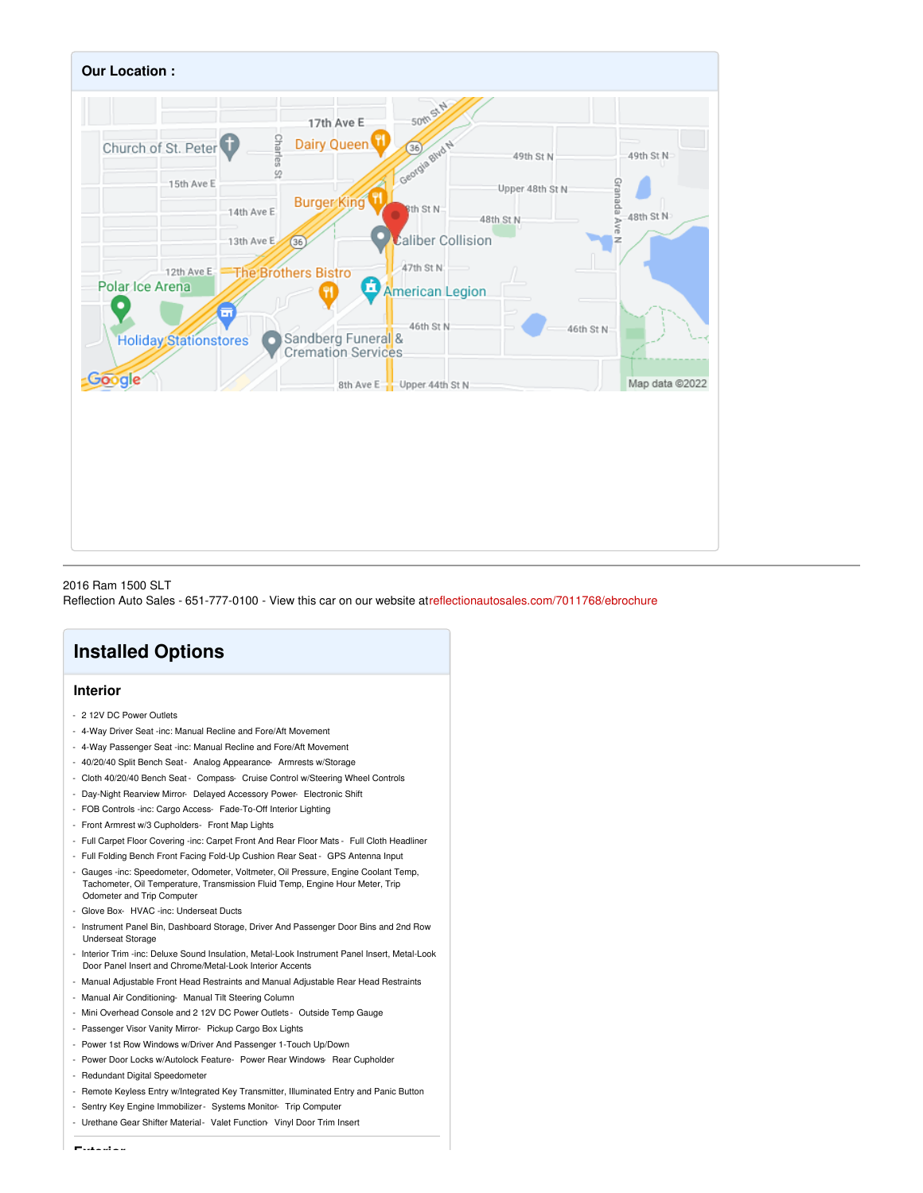## Our Location :

2016 Ram 1500 SLT
Reflection Auto Sales - 651-777-0100 - View this car on our website atreflectionautosales.com/7011768/ebrochure

# Installed Options

## Interior

- 2 12V DC Power Outlets
- 4-Way Driver Seat -inc: Manual Recline and Fore/Aft Movement
- 4-Way Passenger Seat -inc: Manual Recline and Fore/Aft Movement
- 40/20/40 Split Bench Seat - Analog Appearance- Armrests w/Storage
- Cloth 40/20/40 Bench Seat - Compass- Cruise Control w/Steering Wheel Controls
- Day-Night Rearview Mirror- Delayed Accessory Power- Electronic Shift
- FOB Controls -inc: Cargo Access- Fade-To-Off Interior Lighting
- Front Armrest w/3 Cupholders- Front Map Lights
- Full Carpet Floor Covering -inc: Carpet Front And Rear Floor Mats - Full Cloth Headliner
- Full Folding Bench Front Facing Fold-Up Cushion Rear Seat - GPS Antenna Input
- Gauges -inc: Speedometer, Odometer, Voltmeter, Oil Pressure, Engine Coolant Temp, Tachometer, Oil Temperature, Transmission Fluid Temp, Engine Hour Meter, Trip Odometer and Trip Computer
- Glove Box- HVAC -inc: Underseat Ducts
- Instrument Panel Bin, Dashboard Storage, Driver And Passenger Door Bins and 2nd Row Underseat Storage
- Interior Trim -inc: Deluxe Sound Insulation, Metal-Look Instrument Panel Insert, Metal-Look Door Panel Insert and Chrome/Metal-Look Interior Accents
- Manual Adjustable Front Head Restraints and Manual Adjustable Rear Head Restraints
- Manual Air Conditioning- Manual Tilt Steering Column
- Mini Overhead Console and 2 12V DC Power Outlets - Outside Temp Gauge
- Passenger Visor Vanity Mirror- Pickup Cargo Box Lights
- Power 1st Row Windows w/Driver And Passenger 1-Touch Up/Down
- Power Door Locks w/Autolock Feature- Power Rear Windows- Rear Cupholder
- Redundant Digital Speedometer
- Remote Keyless Entry w/Integrated Key Transmitter, Illuminated Entry and Panic Button
- Sentry Key Engine Immobilizer- Systems Monitor- Trip Computer
- Urethane Gear Shifter Material- Valet Function- Vinyl Door Trim Insert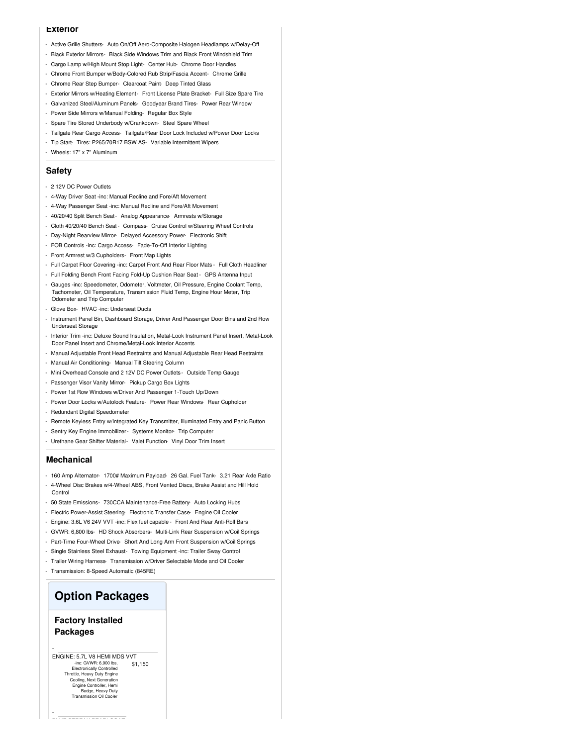## Exterior

- Active Grille Shutters- Auto On/Off Aero-Composite Halogen Headlamps w/Delay-Off
- Black Exterior Mirrors- Black Side Windows Trim and Black Front Windshield Trim
- Cargo Lamp w/High Mount Stop Light- Center Hub- Chrome Door Handles
- Chrome Front Bumper w/Body-Colored Rub Strip/Fascia Accent- Chrome Grille
- Chrome Rear Step Bumper- Clearcoat Paint- Deep Tinted Glass
- Exterior Mirrors w/Heating Element- Front License Plate Bracket- Full Size Spare Tire
- Galvanized Steel/Aluminum Panels- Goodyear Brand Tires- Power Rear Window
- Power Side Mirrors w/Manual Folding- Regular Box Style
- Spare Tire Stored Underbody w/Crankdown- Steel Spare Wheel
- Tailgate Rear Cargo Access- Tailgate/Rear Door Lock Included w/Power Door Locks
- Tip Start- Tires: P265/70R17 BSW AS- Variable Intermittent Wipers
- Wheels: 17" x 7" Aluminum

## Safety

- 2 12V DC Power Outlets
- 4-Way Driver Seat -inc: Manual Recline and Fore/Aft Movement
- 4-Way Passenger Seat -inc: Manual Recline and Fore/Aft Movement
- 40/20/40 Split Bench Seat- Analog Appearance- Armrests w/Storage
- Cloth 40/20/40 Bench Seat- Compass- Cruise Control w/Steering Wheel Controls
- Day-Night Rearview Mirror- Delayed Accessory Power- Electronic Shift
- FOB Controls -inc: Cargo Access- Fade-To-Off Interior Lighting
- Front Armrest w/3 Cupholders- Front Map Lights
- Full Carpet Floor Covering -inc: Carpet Front And Rear Floor Mats- Full Cloth Headliner
- Full Folding Bench Front Facing Fold-Up Cushion Rear Seat- GPS Antenna Input
- Gauges -inc: Speedometer, Odometer, Voltmeter, Oil Pressure, Engine Coolant Temp, Tachometer, Oil Temperature, Transmission Fluid Temp, Engine Hour Meter, Trip Odometer and Trip Computer
- Glove Box- HVAC -inc: Underseat Ducts
- Instrument Panel Bin, Dashboard Storage, Driver And Passenger Door Bins and 2nd Row Underseat Storage
- Interior Trim -inc: Deluxe Sound Insulation, Metal-Look Instrument Panel Insert, Metal-Look Door Panel Insert and Chrome/Metal-Look Interior Accents
- Manual Adjustable Front Head Restraints and Manual Adjustable Rear Head Restraints
- Manual Air Conditioning- Manual Tilt Steering Column
- Mini Overhead Console and 2 12V DC Power Outlets- Outside Temp Gauge
- Passenger Visor Vanity Mirror- Pickup Cargo Box Lights
- Power 1st Row Windows w/Driver And Passenger 1-Touch Up/Down
- Power Door Locks w/Autolock Feature- Power Rear Windows- Rear Cupholder
- Redundant Digital Speedometer
- Remote Keyless Entry w/Integrated Key Transmitter, Illuminated Entry and Panic Button
- Sentry Key Engine Immobilizer- Systems Monitor- Trip Computer
- Urethane Gear Shifter Material- Valet Function- Vinyl Door Trim Insert

## Mechanical

- 160 Amp Alternator- 1700# Maximum Payload- 26 Gal. Fuel Tank- 3.21 Rear Axle Ratio
- 4-Wheel Disc Brakes w/4-Wheel ABS, Front Vented Discs, Brake Assist and Hill Hold Control
- 50 State Emissions- 730CCA Maintenance-Free Battery- Auto Locking Hubs
- Electric Power-Assist Steering- Electronic Transfer Case- Engine Oil Cooler
- Engine: 3.6L V6 24V VVT -inc: Flex fuel capable- Front And Rear Anti-Roll Bars
- GVWR: 6,800 lbs- HD Shock Absorbers- Multi-Link Rear Suspension w/Coil Springs
- Part-Time Four-Wheel Drive- Short And Long Arm Front Suspension w/Coil Springs
- Single Stainless Steel Exhaust- Towing Equipment -inc: Trailer Sway Control
- Trailer Wiring Harness- Transmission w/Driver Selectable Mode and Oil Cooler
- Transmission: 8-Speed Automatic (845RE)

# Option Packages

## Factory Installed Packages

- ENGINE: 5.7L V8 HEMI MDS VVT -inc: GVWR: 6,900 lbs, Electronically Controlled Throttle, Heavy Duty Engine Cooling, Next Generation Engine Controller, Hemi Badge, Heavy Duty Transmission Oil Cooler — $1,150
- BLUE STREAK PEARLCOAT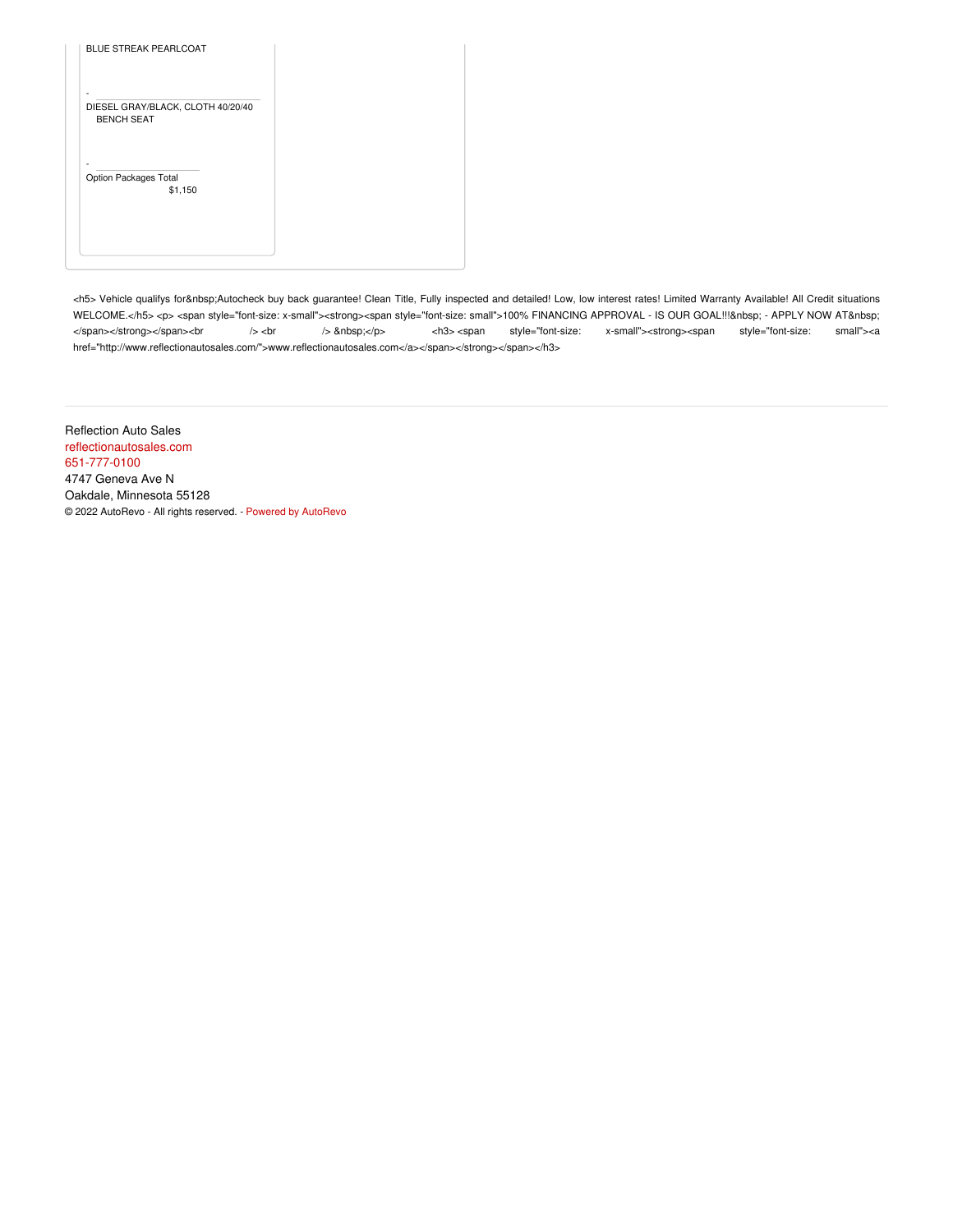BLUE STREAK PEARLCOAT

-

DIESEL GRAY/BLACK, CLOTH 40/20/40 BENCH SEAT

-

Option Packages Total
$1,150

<h5> Vehicle qualifys for&nbsp;Autocheck buy back guarantee! Clean Title, Fully inspected and detailed! Low, low interest rates! Limited Warranty Available! All Credit situations WELCOME.</h5> <p> <span style="font-size: x-small"><strong><span style="font-size: small">100% FINANCING APPROVAL - IS OUR GOAL!!!&nbsp; - APPLY NOW AT&nbsp; </span></strong></span><br /> <br /> &nbsp;</p> <h3> <span style="font-size: x-small"><strong><span style="font-size: small"><a href="http://www.reflectionautosales.com/">www.reflectionautosales.com</a></span></strong></span></h3>

---

Reflection Auto Sales
reflectionautosales.com
651-777-0100
4747 Geneva Ave N
Oakdale, Minnesota 55128
© 2022 AutoRevo - All rights reserved. - Powered by AutoRevo